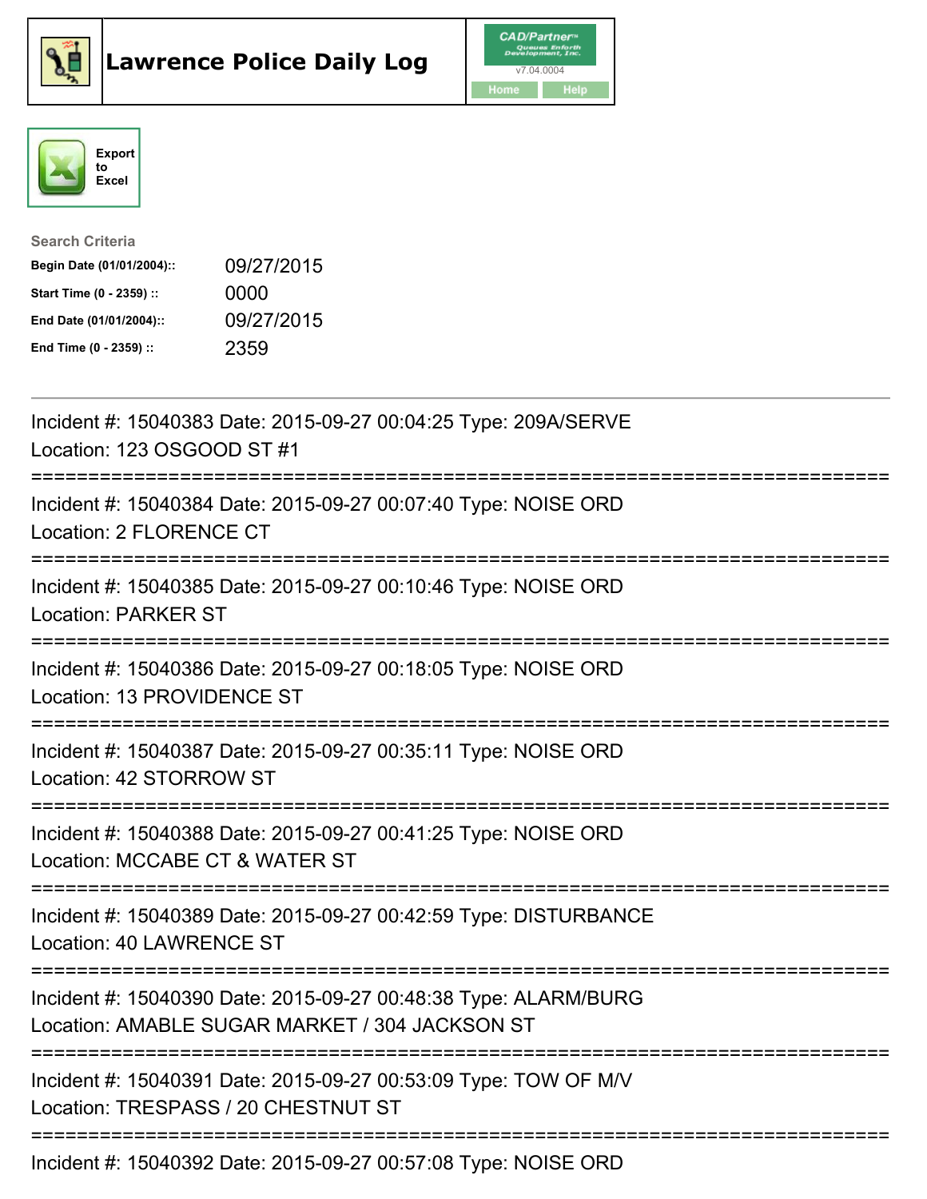# Lawrence Police Daily Log

CAD/Partner
v7.04.0004
Home Help

Export to Excel

Search Criteria

| | |
|---|---|
| **Begin Date (01/01/2004)::** | 09/27/2015 |
| **Start Time (0 - 2359) ::** | 0000 |
| **End Date (01/01/2004)::** | 09/27/2015 |
| **End Time (0 - 2359) ::** | 2359 |

---

Incident #: 15040383 Date: 2015-09-27 00:04:25 Type: 209A/SERVE
Location: 123 OSGOOD ST #1

===========================================================================

Incident #: 15040384 Date: 2015-09-27 00:07:40 Type: NOISE ORD
Location: 2 FLORENCE CT

===========================================================================

Incident #: 15040385 Date: 2015-09-27 00:10:46 Type: NOISE ORD
Location: PARKER ST

===========================================================================

Incident #: 15040386 Date: 2015-09-27 00:18:05 Type: NOISE ORD
Location: 13 PROVIDENCE ST

===========================================================================

Incident #: 15040387 Date: 2015-09-27 00:35:11 Type: NOISE ORD
Location: 42 STORROW ST

===========================================================================

Incident #: 15040388 Date: 2015-09-27 00:41:25 Type: NOISE ORD
Location: MCCABE CT & WATER ST

===========================================================================

Incident #: 15040389 Date: 2015-09-27 00:42:59 Type: DISTURBANCE
Location: 40 LAWRENCE ST

===========================================================================

Incident #: 15040390 Date: 2015-09-27 00:48:38 Type: ALARM/BURG
Location: AMABLE SUGAR MARKET / 304 JACKSON ST

===========================================================================

Incident #: 15040391 Date: 2015-09-27 00:53:09 Type: TOW OF M/V
Location: TRESPASS / 20 CHESTNUT ST

===========================================================================

Incident #: 15040392 Date: 2015-09-27 00:57:08 Type: NOISE ORD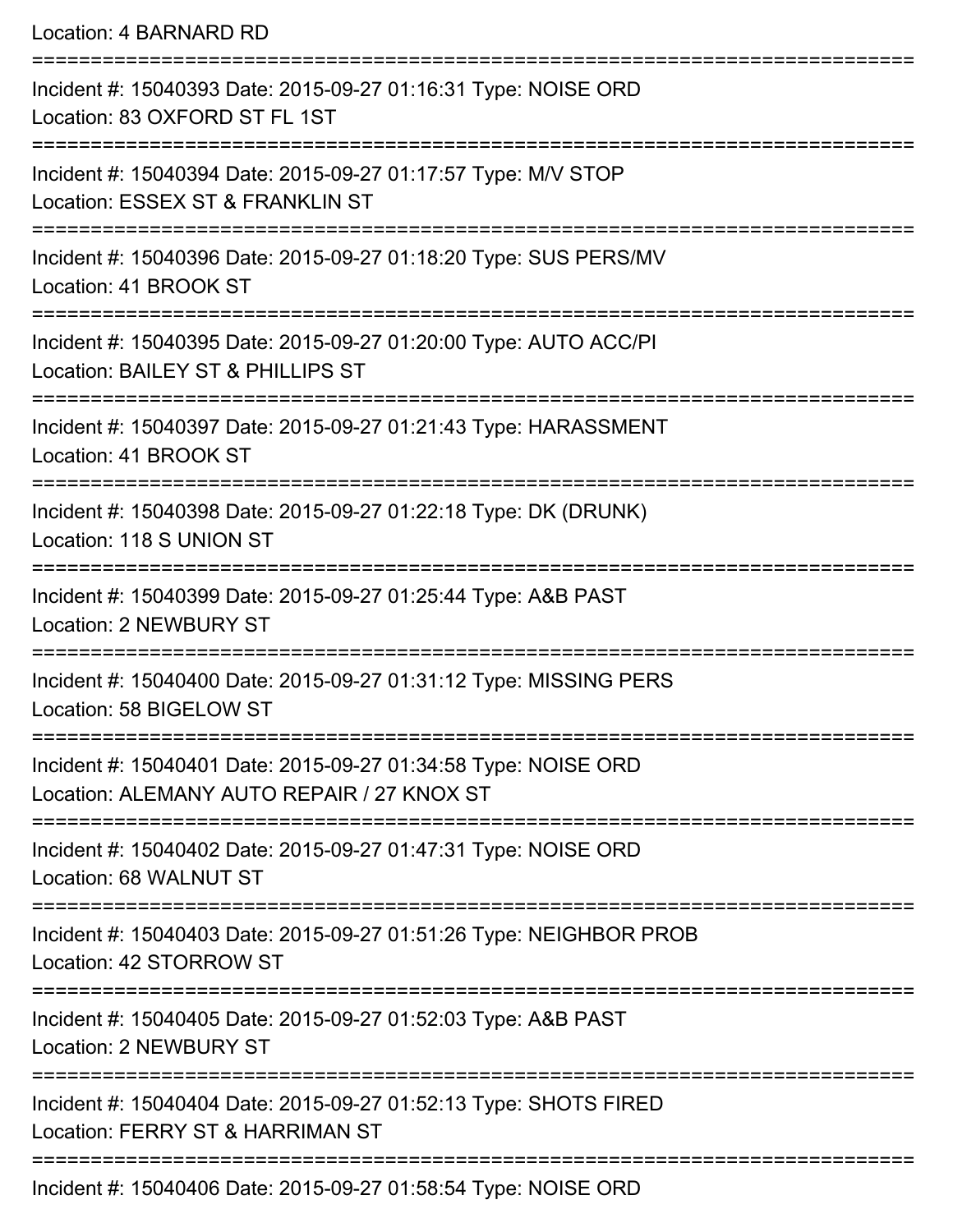Location: 4 BARNARD RD

===========================================================================

Incident #: 15040393 Date: 2015-09-27 01:16:31 Type: NOISE ORD
Location: 83 OXFORD ST FL 1ST

===========================================================================

Incident #: 15040394 Date: 2015-09-27 01:17:57 Type: M/V STOP
Location: ESSEX ST & FRANKLIN ST

===========================================================================

Incident #: 15040396 Date: 2015-09-27 01:18:20 Type: SUS PERS/MV
Location: 41 BROOK ST

===========================================================================

Incident #: 15040395 Date: 2015-09-27 01:20:00 Type: AUTO ACC/PI
Location: BAILEY ST & PHILLIPS ST

===========================================================================

Incident #: 15040397 Date: 2015-09-27 01:21:43 Type: HARASSMENT
Location: 41 BROOK ST

===========================================================================

Incident #: 15040398 Date: 2015-09-27 01:22:18 Type: DK (DRUNK)
Location: 118 S UNION ST

===========================================================================

Incident #: 15040399 Date: 2015-09-27 01:25:44 Type: A&B PAST
Location: 2 NEWBURY ST

===========================================================================

Incident #: 15040400 Date: 2015-09-27 01:31:12 Type: MISSING PERS
Location: 58 BIGELOW ST

===========================================================================

Incident #: 15040401 Date: 2015-09-27 01:34:58 Type: NOISE ORD
Location: ALEMANY AUTO REPAIR / 27 KNOX ST

===========================================================================

Incident #: 15040402 Date: 2015-09-27 01:47:31 Type: NOISE ORD
Location: 68 WALNUT ST

===========================================================================

Incident #: 15040403 Date: 2015-09-27 01:51:26 Type: NEIGHBOR PROB
Location: 42 STORROW ST

===========================================================================

Incident #: 15040405 Date: 2015-09-27 01:52:03 Type: A&B PAST
Location: 2 NEWBURY ST

===========================================================================

Incident #: 15040404 Date: 2015-09-27 01:52:13 Type: SHOTS FIRED
Location: FERRY ST & HARRIMAN ST

===========================================================================

Incident #: 15040406 Date: 2015-09-27 01:58:54 Type: NOISE ORD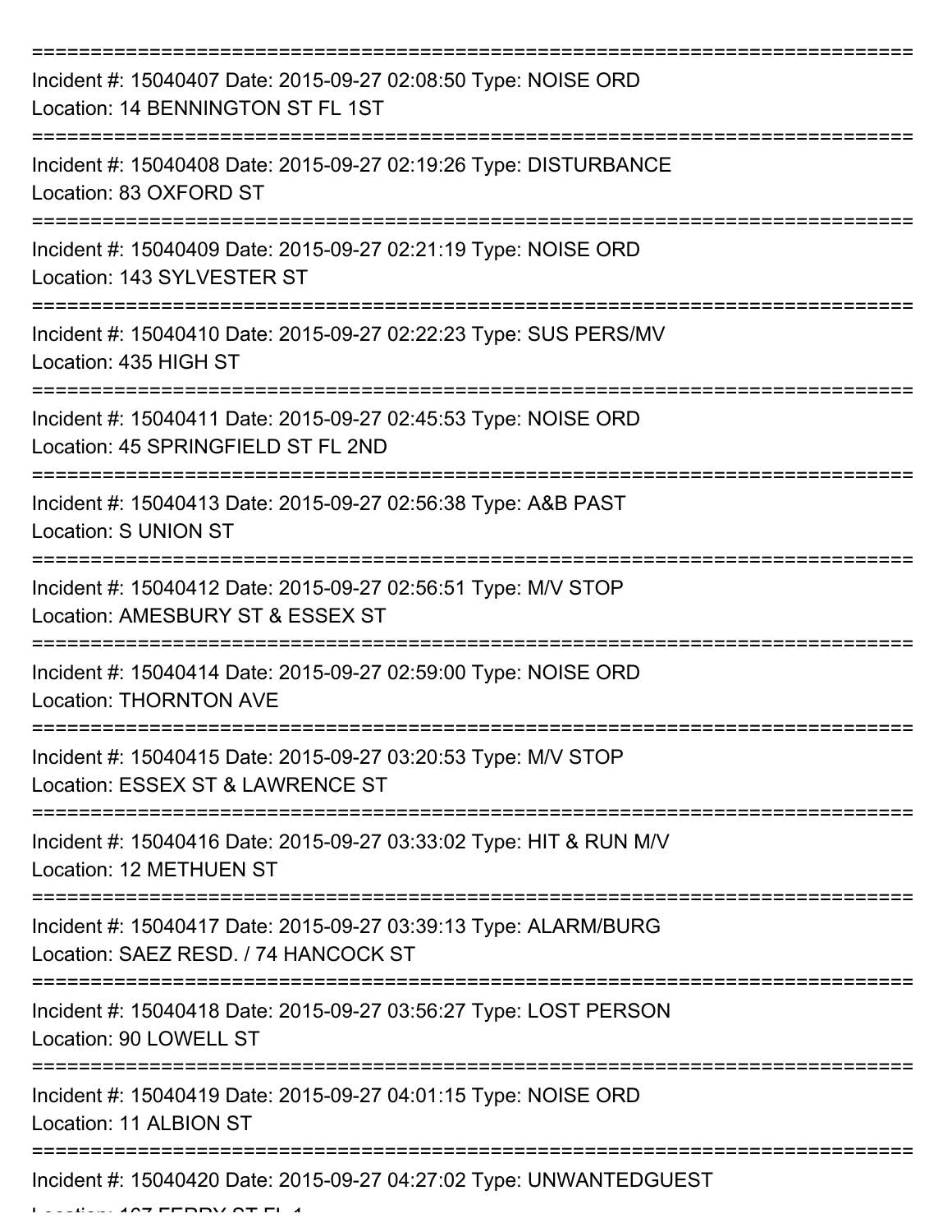===========================================================================

Incident #: 15040407 Date: 2015-09-27 02:08:50 Type: NOISE ORD
Location: 14 BENNINGTON ST FL 1ST

===========================================================================

Incident #: 15040408 Date: 2015-09-27 02:19:26 Type: DISTURBANCE
Location: 83 OXFORD ST

===========================================================================

Incident #: 15040409 Date: 2015-09-27 02:21:19 Type: NOISE ORD
Location: 143 SYLVESTER ST

===========================================================================

Incident #: 15040410 Date: 2015-09-27 02:22:23 Type: SUS PERS/MV
Location: 435 HIGH ST

===========================================================================

Incident #: 15040411 Date: 2015-09-27 02:45:53 Type: NOISE ORD
Location: 45 SPRINGFIELD ST FL 2ND

===========================================================================

Incident #: 15040413 Date: 2015-09-27 02:56:38 Type: A&B PAST
Location: S UNION ST

===========================================================================

Incident #: 15040412 Date: 2015-09-27 02:56:51 Type: M/V STOP
Location: AMESBURY ST & ESSEX ST

===========================================================================

Incident #: 15040414 Date: 2015-09-27 02:59:00 Type: NOISE ORD
Location: THORNTON AVE

===========================================================================

Incident #: 15040415 Date: 2015-09-27 03:20:53 Type: M/V STOP
Location: ESSEX ST & LAWRENCE ST

===========================================================================

Incident #: 15040416 Date: 2015-09-27 03:33:02 Type: HIT & RUN M/V
Location: 12 METHUEN ST

===========================================================================

Incident #: 15040417 Date: 2015-09-27 03:39:13 Type: ALARM/BURG
Location: SAEZ RESD. / 74 HANCOCK ST

===========================================================================

Incident #: 15040418 Date: 2015-09-27 03:56:27 Type: LOST PERSON
Location: 90 LOWELL ST

===========================================================================

Incident #: 15040419 Date: 2015-09-27 04:01:15 Type: NOISE ORD
Location: 11 ALBION ST

===========================================================================

Incident #: 15040420 Date: 2015-09-27 04:27:02 Type: UNWANTEDGUEST
Location: 167 FERRY ST FL 1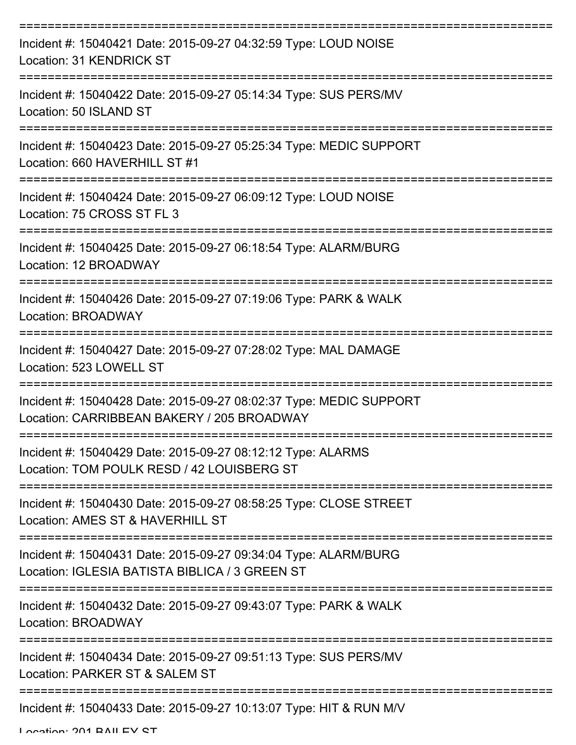===========================================================================

Incident #: 15040421 Date: 2015-09-27 04:32:59 Type: LOUD NOISE
Location: 31 KENDRICK ST

===========================================================================

Incident #: 15040422 Date: 2015-09-27 05:14:34 Type: SUS PERS/MV
Location: 50 ISLAND ST

===========================================================================

Incident #: 15040423 Date: 2015-09-27 05:25:34 Type: MEDIC SUPPORT
Location: 660 HAVERHILL ST #1

===========================================================================

Incident #: 15040424 Date: 2015-09-27 06:09:12 Type: LOUD NOISE
Location: 75 CROSS ST FL 3

===========================================================================

Incident #: 15040425 Date: 2015-09-27 06:18:54 Type: ALARM/BURG
Location: 12 BROADWAY

===========================================================================

Incident #: 15040426 Date: 2015-09-27 07:19:06 Type: PARK & WALK
Location: BROADWAY

===========================================================================

Incident #: 15040427 Date: 2015-09-27 07:28:02 Type: MAL DAMAGE
Location: 523 LOWELL ST

===========================================================================

Incident #: 15040428 Date: 2015-09-27 08:02:37 Type: MEDIC SUPPORT
Location: CARRIBBEAN BAKERY / 205 BROADWAY

===========================================================================

Incident #: 15040429 Date: 2015-09-27 08:12:12 Type: ALARMS
Location: TOM POULK RESD / 42 LOUISBERG ST

===========================================================================

Incident #: 15040430 Date: 2015-09-27 08:58:25 Type: CLOSE STREET
Location: AMES ST & HAVERHILL ST

===========================================================================

Incident #: 15040431 Date: 2015-09-27 09:34:04 Type: ALARM/BURG
Location: IGLESIA BATISTA BIBLICA / 3 GREEN ST

===========================================================================

Incident #: 15040432 Date: 2015-09-27 09:43:07 Type: PARK & WALK
Location: BROADWAY

===========================================================================

Incident #: 15040434 Date: 2015-09-27 09:51:13 Type: SUS PERS/MV
Location: PARKER ST & SALEM ST

===========================================================================

Incident #: 15040433 Date: 2015-09-27 10:13:07 Type: HIT & RUN M/V
Location: 201 BAILEY ST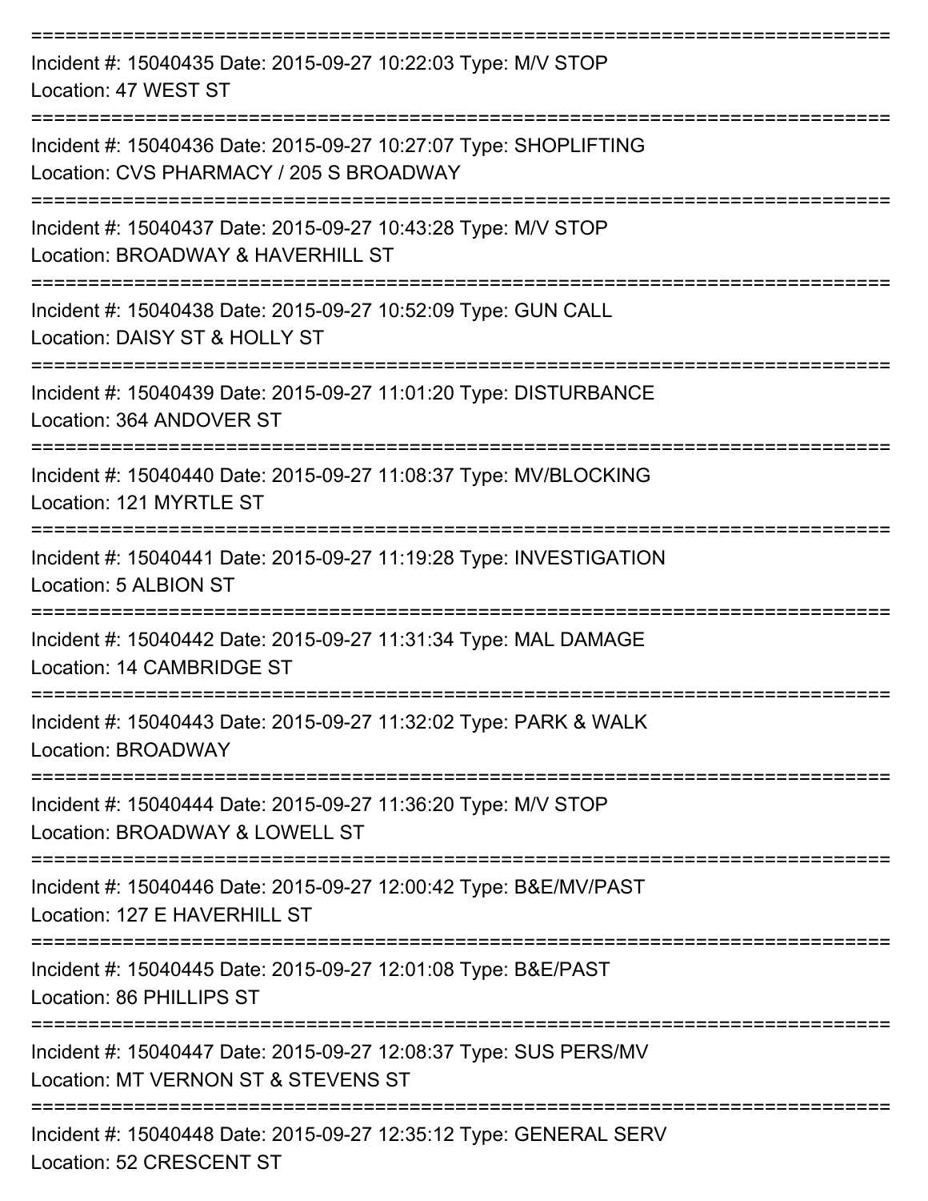===========================================================================

Incident #: 15040435 Date: 2015-09-27 10:22:03 Type: M/V STOP
Location: 47 WEST ST

===========================================================================

Incident #: 15040436 Date: 2015-09-27 10:27:07 Type: SHOPLIFTING
Location: CVS PHARMACY / 205 S BROADWAY

===========================================================================

Incident #: 15040437 Date: 2015-09-27 10:43:28 Type: M/V STOP
Location: BROADWAY & HAVERHILL ST

===========================================================================

Incident #: 15040438 Date: 2015-09-27 10:52:09 Type: GUN CALL
Location: DAISY ST & HOLLY ST

===========================================================================

Incident #: 15040439 Date: 2015-09-27 11:01:20 Type: DISTURBANCE
Location: 364 ANDOVER ST

===========================================================================

Incident #: 15040440 Date: 2015-09-27 11:08:37 Type: MV/BLOCKING
Location: 121 MYRTLE ST

===========================================================================

Incident #: 15040441 Date: 2015-09-27 11:19:28 Type: INVESTIGATION
Location: 5 ALBION ST

===========================================================================

Incident #: 15040442 Date: 2015-09-27 11:31:34 Type: MAL DAMAGE
Location: 14 CAMBRIDGE ST

===========================================================================

Incident #: 15040443 Date: 2015-09-27 11:32:02 Type: PARK & WALK
Location: BROADWAY

===========================================================================

Incident #: 15040444 Date: 2015-09-27 11:36:20 Type: M/V STOP
Location: BROADWAY & LOWELL ST

===========================================================================

Incident #: 15040446 Date: 2015-09-27 12:00:42 Type: B&E/MV/PAST
Location: 127 E HAVERHILL ST

===========================================================================

Incident #: 15040445 Date: 2015-09-27 12:01:08 Type: B&E/PAST
Location: 86 PHILLIPS ST

===========================================================================

Incident #: 15040447 Date: 2015-09-27 12:08:37 Type: SUS PERS/MV
Location: MT VERNON ST & STEVENS ST

===========================================================================

Incident #: 15040448 Date: 2015-09-27 12:35:12 Type: GENERAL SERV
Location: 52 CRESCENT ST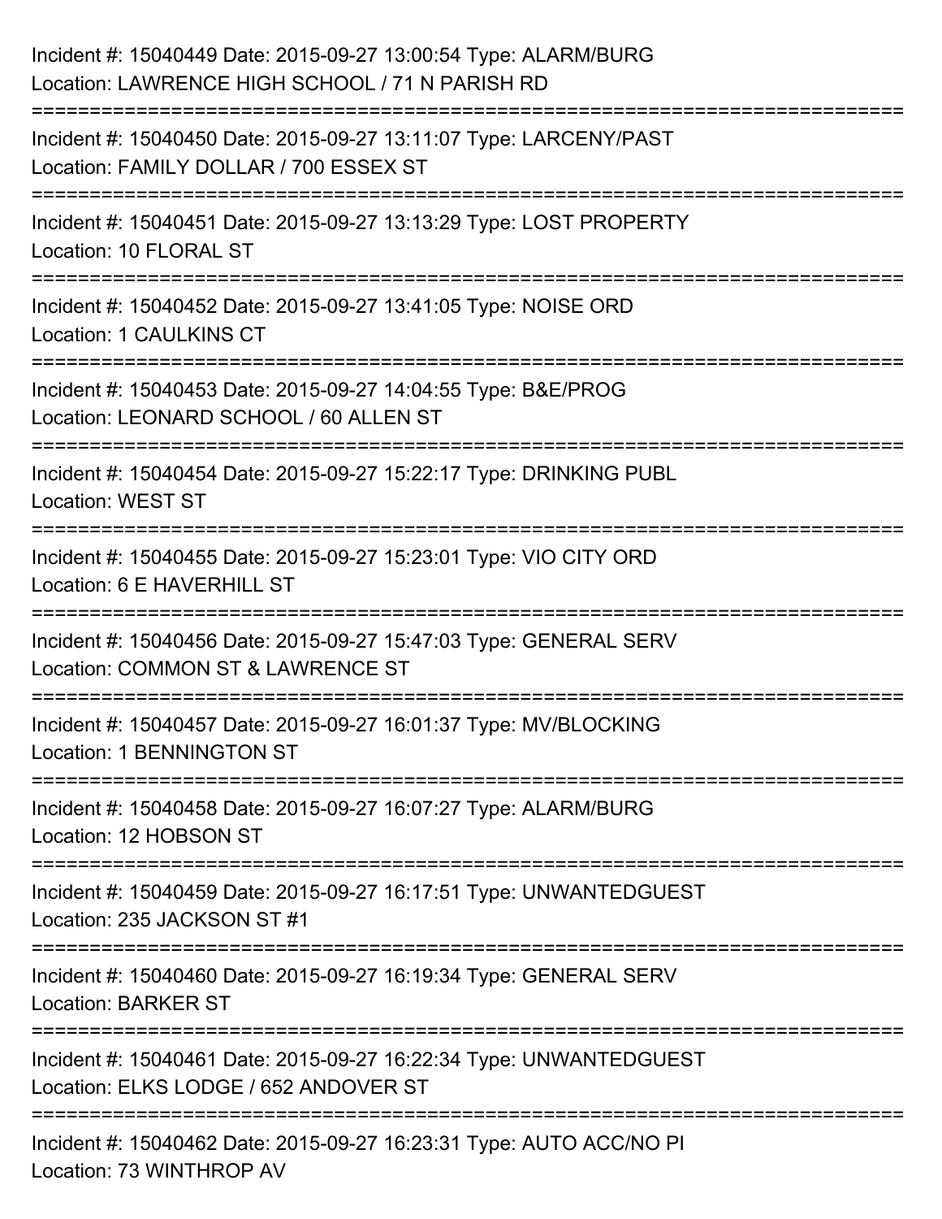Incident #: 15040449 Date: 2015-09-27 13:00:54 Type: ALARM/BURG
Location: LAWRENCE HIGH SCHOOL / 71 N PARISH RD

===========================================================================

Incident #: 15040450 Date: 2015-09-27 13:11:07 Type: LARCENY/PAST
Location: FAMILY DOLLAR / 700 ESSEX ST

===========================================================================

Incident #: 15040451 Date: 2015-09-27 13:13:29 Type: LOST PROPERTY
Location: 10 FLORAL ST

===========================================================================

Incident #: 15040452 Date: 2015-09-27 13:41:05 Type: NOISE ORD
Location: 1 CAULKINS CT

===========================================================================

Incident #: 15040453 Date: 2015-09-27 14:04:55 Type: B&E/PROG
Location: LEONARD SCHOOL / 60 ALLEN ST

===========================================================================

Incident #: 15040454 Date: 2015-09-27 15:22:17 Type: DRINKING PUBL
Location: WEST ST

===========================================================================

Incident #: 15040455 Date: 2015-09-27 15:23:01 Type: VIO CITY ORD
Location: 6 E HAVERHILL ST

===========================================================================

Incident #: 15040456 Date: 2015-09-27 15:47:03 Type: GENERAL SERV
Location: COMMON ST & LAWRENCE ST

===========================================================================

Incident #: 15040457 Date: 2015-09-27 16:01:37 Type: MV/BLOCKING
Location: 1 BENNINGTON ST

===========================================================================

Incident #: 15040458 Date: 2015-09-27 16:07:27 Type: ALARM/BURG
Location: 12 HOBSON ST

===========================================================================

Incident #: 15040459 Date: 2015-09-27 16:17:51 Type: UNWANTEDGUEST
Location: 235 JACKSON ST #1

===========================================================================

Incident #: 15040460 Date: 2015-09-27 16:19:34 Type: GENERAL SERV
Location: BARKER ST

===========================================================================

Incident #: 15040461 Date: 2015-09-27 16:22:34 Type: UNWANTEDGUEST
Location: ELKS LODGE / 652 ANDOVER ST

===========================================================================

Incident #: 15040462 Date: 2015-09-27 16:23:31 Type: AUTO ACC/NO PI
Location: 73 WINTHROP AV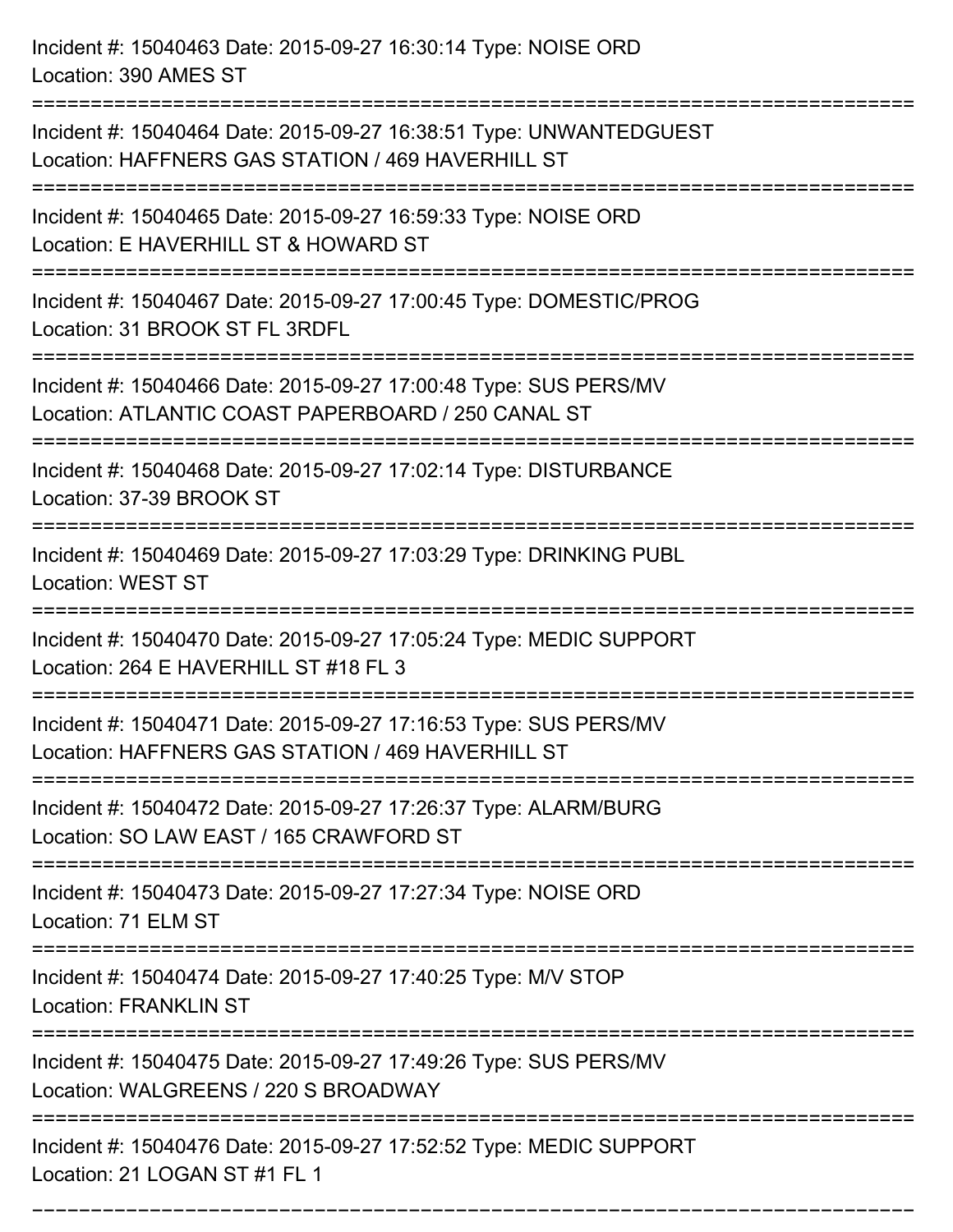Incident #: 15040463 Date: 2015-09-27 16:30:14 Type: NOISE ORD
Location: 390 AMES ST

===========================================================================

Incident #: 15040464 Date: 2015-09-27 16:38:51 Type: UNWANTEDGUEST
Location: HAFFNERS GAS STATION / 469 HAVERHILL ST

===========================================================================

Incident #: 15040465 Date: 2015-09-27 16:59:33 Type: NOISE ORD
Location: E HAVERHILL ST & HOWARD ST

===========================================================================

Incident #: 15040467 Date: 2015-09-27 17:00:45 Type: DOMESTIC/PROG
Location: 31 BROOK ST FL 3RDFL

===========================================================================

Incident #: 15040466 Date: 2015-09-27 17:00:48 Type: SUS PERS/MV
Location: ATLANTIC COAST PAPERBOARD / 250 CANAL ST

===========================================================================

Incident #: 15040468 Date: 2015-09-27 17:02:14 Type: DISTURBANCE
Location: 37-39 BROOK ST

===========================================================================

Incident #: 15040469 Date: 2015-09-27 17:03:29 Type: DRINKING PUBL
Location: WEST ST

===========================================================================

Incident #: 15040470 Date: 2015-09-27 17:05:24 Type: MEDIC SUPPORT
Location: 264 E HAVERHILL ST #18 FL 3

===========================================================================

Incident #: 15040471 Date: 2015-09-27 17:16:53 Type: SUS PERS/MV
Location: HAFFNERS GAS STATION / 469 HAVERHILL ST

===========================================================================

Incident #: 15040472 Date: 2015-09-27 17:26:37 Type: ALARM/BURG
Location: SO LAW EAST / 165 CRAWFORD ST

===========================================================================

Incident #: 15040473 Date: 2015-09-27 17:27:34 Type: NOISE ORD
Location: 71 ELM ST

===========================================================================

Incident #: 15040474 Date: 2015-09-27 17:40:25 Type: M/V STOP
Location: FRANKLIN ST

===========================================================================

Incident #: 15040475 Date: 2015-09-27 17:49:26 Type: SUS PERS/MV
Location: WALGREENS / 220 S BROADWAY

===========================================================================

Incident #: 15040476 Date: 2015-09-27 17:52:52 Type: MEDIC SUPPORT
Location: 21 LOGAN ST #1 FL 1

===========================================================================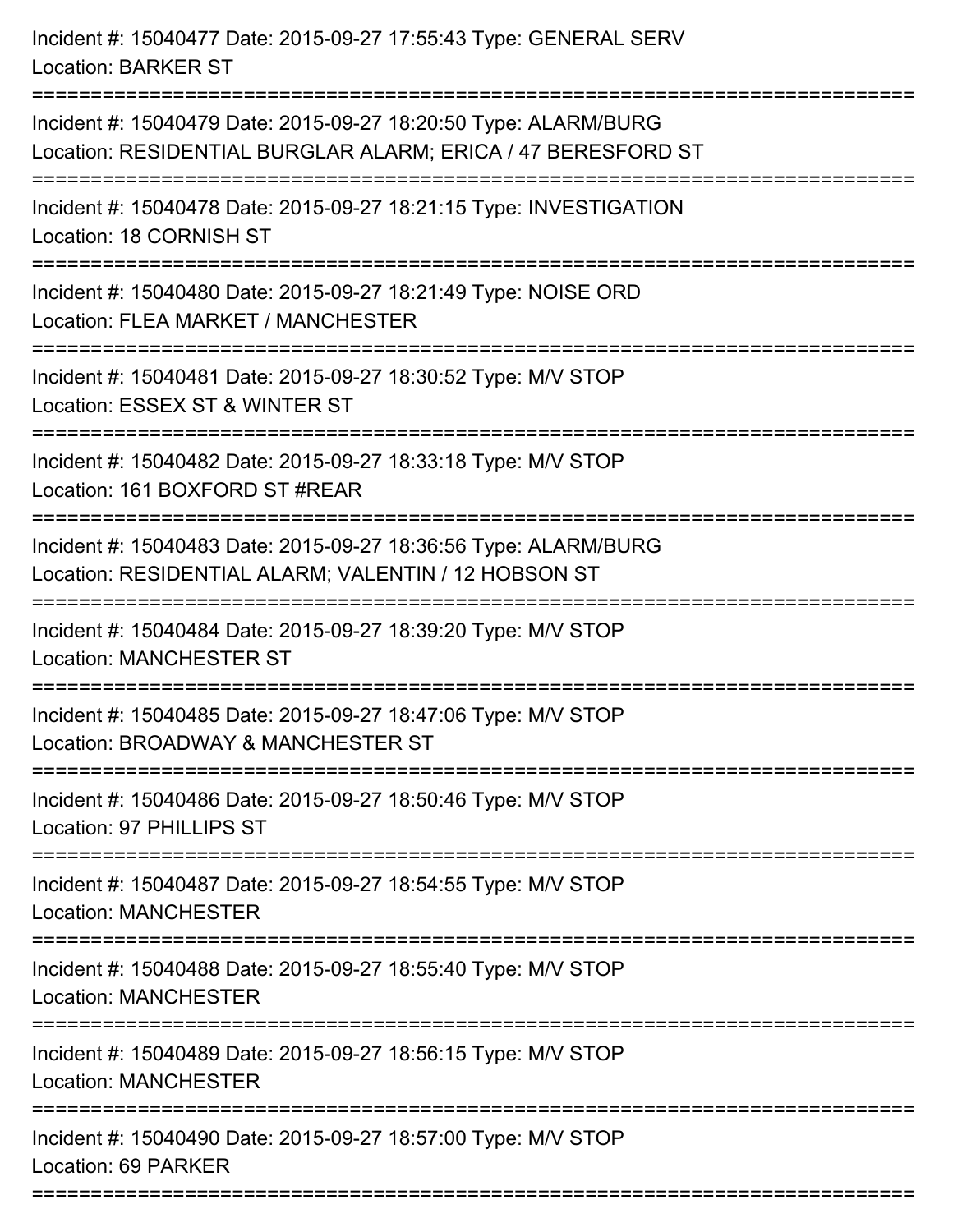Incident #: 15040477 Date: 2015-09-27 17:55:43 Type: GENERAL SERV
Location: BARKER ST

===========================================================================

Incident #: 15040479 Date: 2015-09-27 18:20:50 Type: ALARM/BURG
Location: RESIDENTIAL BURGLAR ALARM; ERICA / 47 BERESFORD ST

===========================================================================

Incident #: 15040478 Date: 2015-09-27 18:21:15 Type: INVESTIGATION
Location: 18 CORNISH ST

===========================================================================

Incident #: 15040480 Date: 2015-09-27 18:21:49 Type: NOISE ORD
Location: FLEA MARKET / MANCHESTER

===========================================================================

Incident #: 15040481 Date: 2015-09-27 18:30:52 Type: M/V STOP
Location: ESSEX ST & WINTER ST

===========================================================================

Incident #: 15040482 Date: 2015-09-27 18:33:18 Type: M/V STOP
Location: 161 BOXFORD ST #REAR

===========================================================================

Incident #: 15040483 Date: 2015-09-27 18:36:56 Type: ALARM/BURG
Location: RESIDENTIAL ALARM; VALENTIN / 12 HOBSON ST

===========================================================================

Incident #: 15040484 Date: 2015-09-27 18:39:20 Type: M/V STOP
Location: MANCHESTER ST

===========================================================================

Incident #: 15040485 Date: 2015-09-27 18:47:06 Type: M/V STOP
Location: BROADWAY & MANCHESTER ST

===========================================================================

Incident #: 15040486 Date: 2015-09-27 18:50:46 Type: M/V STOP
Location: 97 PHILLIPS ST

===========================================================================

Incident #: 15040487 Date: 2015-09-27 18:54:55 Type: M/V STOP
Location: MANCHESTER

===========================================================================

Incident #: 15040488 Date: 2015-09-27 18:55:40 Type: M/V STOP
Location: MANCHESTER

===========================================================================

Incident #: 15040489 Date: 2015-09-27 18:56:15 Type: M/V STOP
Location: MANCHESTER

===========================================================================

Incident #: 15040490 Date: 2015-09-27 18:57:00 Type: M/V STOP
Location: 69 PARKER

===========================================================================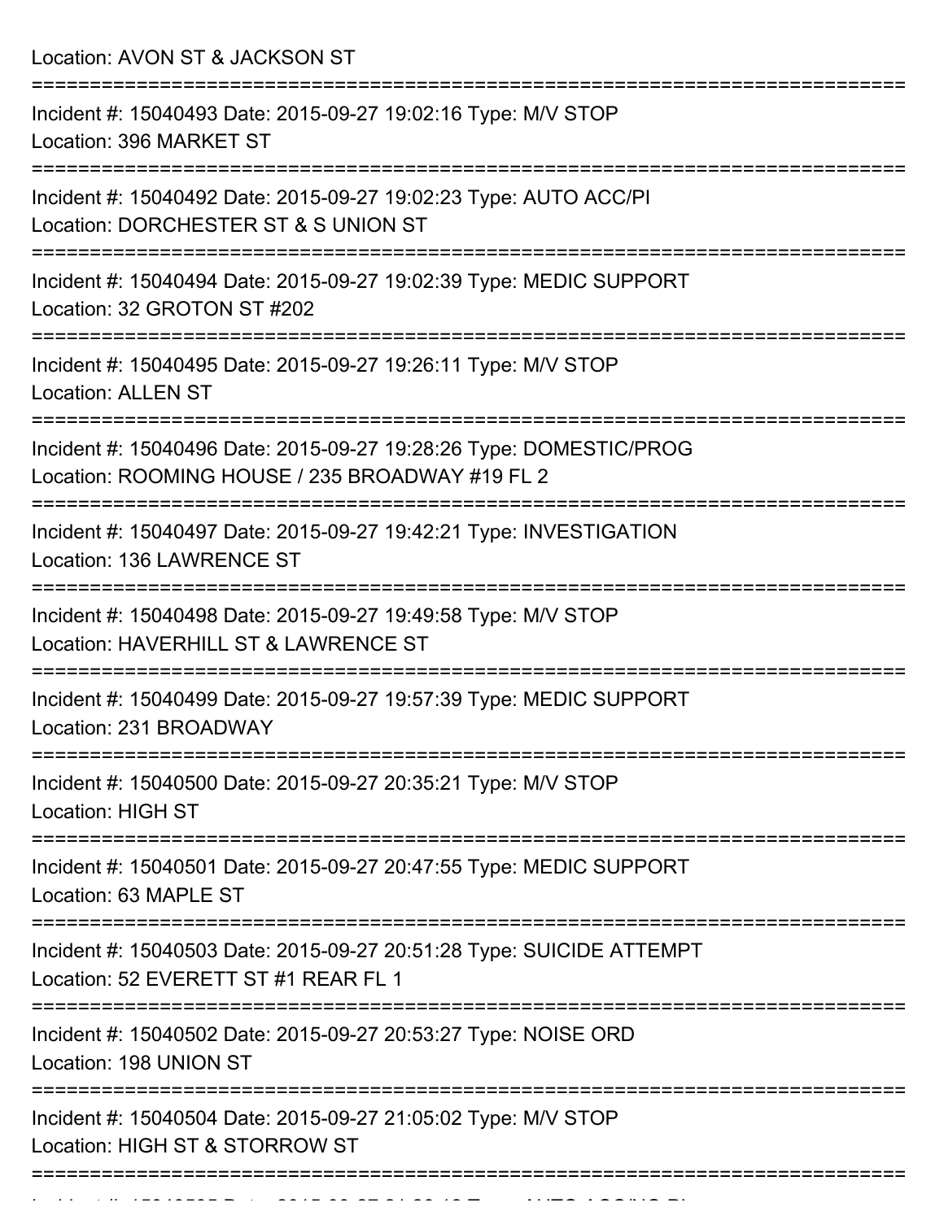Location: AVON ST & JACKSON ST

===========================================================================

Incident #: 15040493 Date: 2015-09-27 19:02:16 Type: M/V STOP
Location: 396 MARKET ST

===========================================================================

Incident #: 15040492 Date: 2015-09-27 19:02:23 Type: AUTO ACC/PI
Location: DORCHESTER ST & S UNION ST

===========================================================================

Incident #: 15040494 Date: 2015-09-27 19:02:39 Type: MEDIC SUPPORT
Location: 32 GROTON ST #202

===========================================================================

Incident #: 15040495 Date: 2015-09-27 19:26:11 Type: M/V STOP
Location: ALLEN ST

===========================================================================

Incident #: 15040496 Date: 2015-09-27 19:28:26 Type: DOMESTIC/PROG
Location: ROOMING HOUSE / 235 BROADWAY #19 FL 2

===========================================================================

Incident #: 15040497 Date: 2015-09-27 19:42:21 Type: INVESTIGATION
Location: 136 LAWRENCE ST

===========================================================================

Incident #: 15040498 Date: 2015-09-27 19:49:58 Type: M/V STOP
Location: HAVERHILL ST & LAWRENCE ST

===========================================================================

Incident #: 15040499 Date: 2015-09-27 19:57:39 Type: MEDIC SUPPORT
Location: 231 BROADWAY

===========================================================================

Incident #: 15040500 Date: 2015-09-27 20:35:21 Type: M/V STOP
Location: HIGH ST

===========================================================================

Incident #: 15040501 Date: 2015-09-27 20:47:55 Type: MEDIC SUPPORT
Location: 63 MAPLE ST

===========================================================================

Incident #: 15040503 Date: 2015-09-27 20:51:28 Type: SUICIDE ATTEMPT
Location: 52 EVERETT ST #1 REAR FL 1

===========================================================================

Incident #: 15040502 Date: 2015-09-27 20:53:27 Type: NOISE ORD
Location: 198 UNION ST

===========================================================================

Incident #: 15040504 Date: 2015-09-27 21:05:02 Type: M/V STOP
Location: HIGH ST & STORROW ST

===========================================================================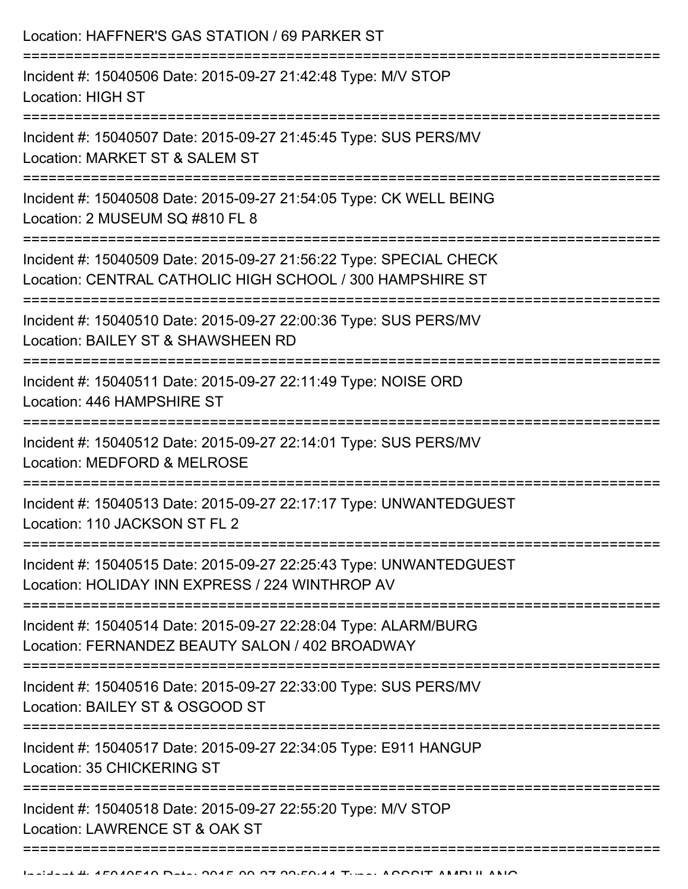Location: HAFFNER'S GAS STATION / 69 PARKER ST

===========================================================================

Incident #: 15040506 Date: 2015-09-27 21:42:48 Type: M/V STOP
Location: HIGH ST

===========================================================================

Incident #: 15040507 Date: 2015-09-27 21:45:45 Type: SUS PERS/MV
Location: MARKET ST & SALEM ST

===========================================================================

Incident #: 15040508 Date: 2015-09-27 21:54:05 Type: CK WELL BEING
Location: 2 MUSEUM SQ #810 FL 8

===========================================================================

Incident #: 15040509 Date: 2015-09-27 21:56:22 Type: SPECIAL CHECK
Location: CENTRAL CATHOLIC HIGH SCHOOL / 300 HAMPSHIRE ST

===========================================================================

Incident #: 15040510 Date: 2015-09-27 22:00:36 Type: SUS PERS/MV
Location: BAILEY ST & SHAWSHEEN RD

===========================================================================

Incident #: 15040511 Date: 2015-09-27 22:11:49 Type: NOISE ORD
Location: 446 HAMPSHIRE ST

===========================================================================

Incident #: 15040512 Date: 2015-09-27 22:14:01 Type: SUS PERS/MV
Location: MEDFORD & MELROSE

===========================================================================

Incident #: 15040513 Date: 2015-09-27 22:17:17 Type: UNWANTEDGUEST
Location: 110 JACKSON ST FL 2

===========================================================================

Incident #: 15040515 Date: 2015-09-27 22:25:43 Type: UNWANTEDGUEST
Location: HOLIDAY INN EXPRESS / 224 WINTHROP AV

===========================================================================

Incident #: 15040514 Date: 2015-09-27 22:28:04 Type: ALARM/BURG
Location: FERNANDEZ BEAUTY SALON / 402 BROADWAY

===========================================================================

Incident #: 15040516 Date: 2015-09-27 22:33:00 Type: SUS PERS/MV
Location: BAILEY ST & OSGOOD ST

===========================================================================

Incident #: 15040517 Date: 2015-09-27 22:34:05 Type: E911 HANGUP
Location: 35 CHICKERING ST

===========================================================================

Incident #: 15040518 Date: 2015-09-27 22:55:20 Type: M/V STOP
Location: LAWRENCE ST & OAK ST

===========================================================================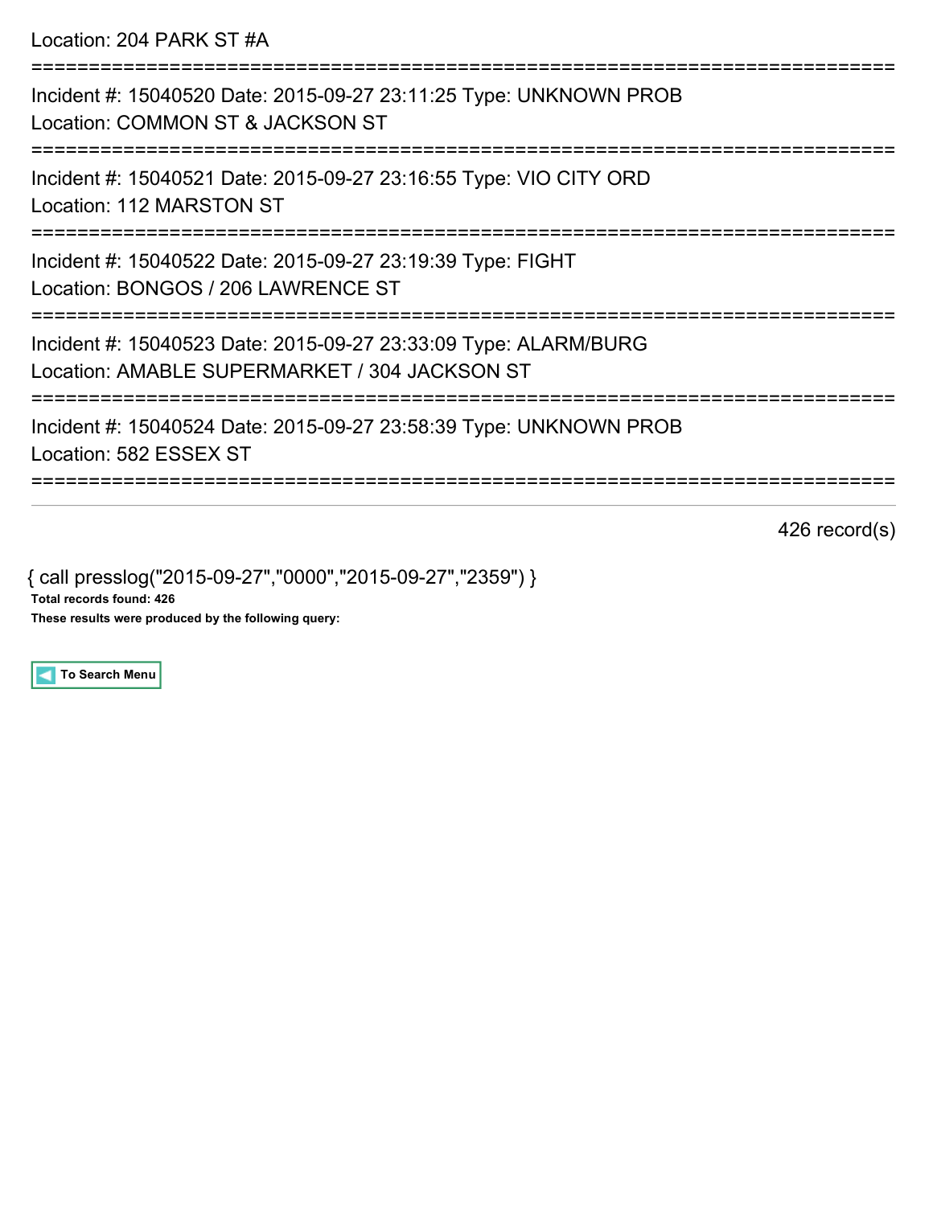Location: 204 PARK ST #A

===========================================================================

Incident #: 15040520 Date: 2015-09-27 23:11:25 Type: UNKNOWN PROB

Location: COMMON ST & JACKSON ST

===========================================================================

Incident #: 15040521 Date: 2015-09-27 23:16:55 Type: VIO CITY ORD

Location: 112 MARSTON ST

===========================================================================

Incident #: 15040522 Date: 2015-09-27 23:19:39 Type: FIGHT

Location: BONGOS / 206 LAWRENCE ST

===========================================================================

Incident #: 15040523 Date: 2015-09-27 23:33:09 Type: ALARM/BURG

Location: AMABLE SUPERMARKET / 304 JACKSON ST

===========================================================================

Incident #: 15040524 Date: 2015-09-27 23:58:39 Type: UNKNOWN PROB

Location: 582 ESSEX ST

===========================================================================

426 record(s)

{ call presslog("2015-09-27","0000","2015-09-27","2359") }

**Total records found: 426**

**These results were produced by the following query:**

To Search Menu